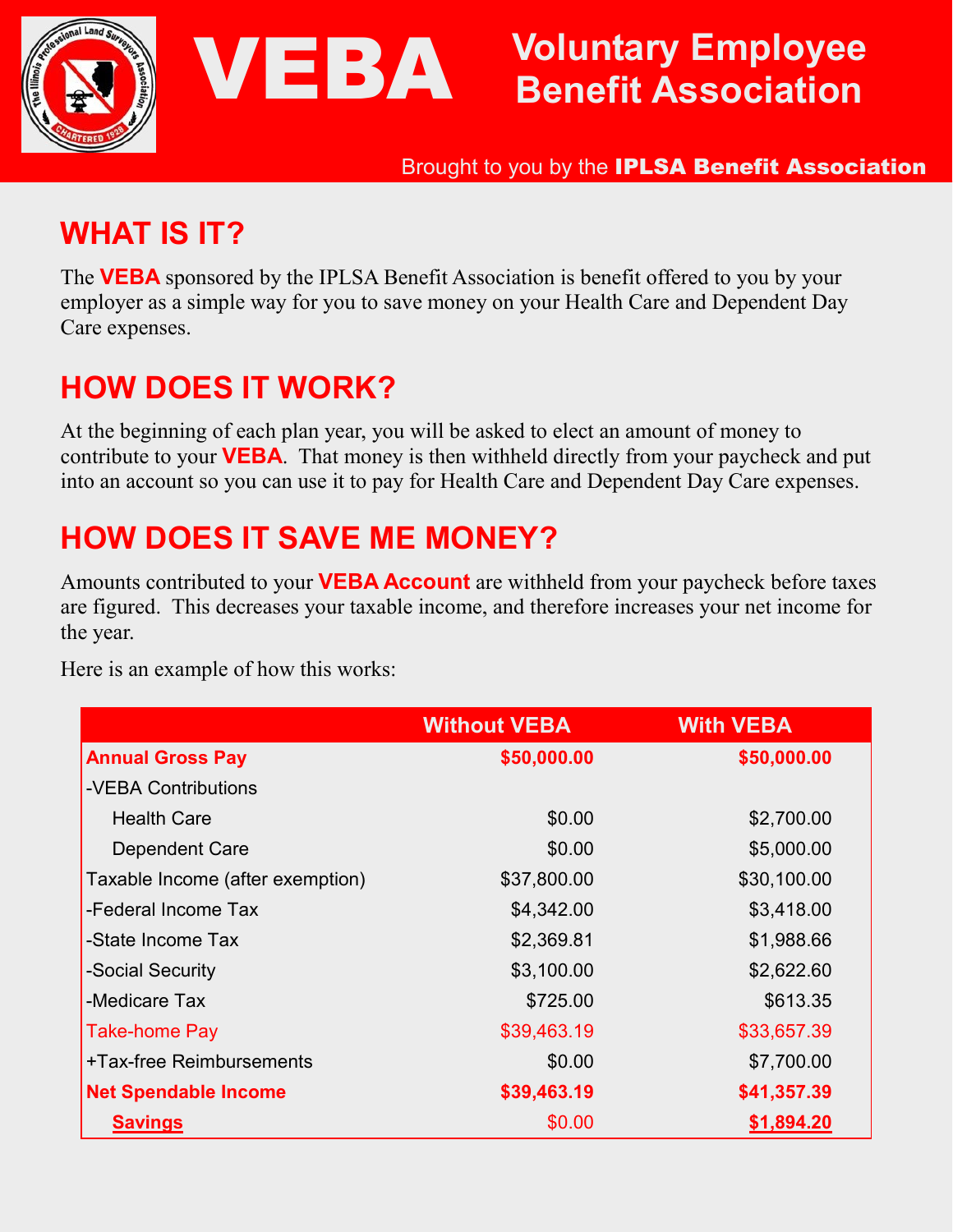# VEBA

## Voluntary Employee Benefit Association

Brought to you by the **IPLSA Benefit Association**

## WHAT IS IT?

The **VEBA** sponsored by the IPLSA Benefit Association is benefit offered to you by your employer as a simple way for you to save money on your Health Care and Dependent Day Care expenses.

## HOW DOES IT WORK?

At the beginning of each plan year, you will be asked to elect an amount of money to contribute to your **VEBA**. That money is then withheld directly from your paycheck and put into an account so you can use it to pay for Health Care and Dependent Day Care expenses.

## HOW DOES IT SAVE ME MONEY?

Amounts contributed to your **VEBA Account** are withheld from your paycheck before taxes are figured. This decreases your taxable income, and therefore increases your net income for the year.

Here is an example of how this works:

| | Without VEBA | With VEBA |
|---|---|---|
| **Annual Gross Pay** | **$50,000.00** | **$50,000.00** |
| -VEBA Contributions | | |
| Health Care | $0.00 | $2,700.00 |
| Dependent Care | $0.00 | $5,000.00 |
| Taxable Income (after exemption) | $37,800.00 | $30,100.00 |
| -Federal Income Tax | $4,342.00 | $3,418.00 |
| -State Income Tax | $2,369.81 | $1,988.66 |
| -Social Security | $3,100.00 | $2,622.60 |
| -Medicare Tax | $725.00 | $613.35 |
| Take-home Pay | $39,463.19 | $33,657.39 |
| +Tax-free Reimbursements | $0.00 | $7,700.00 |
| **Net Spendable Income** | **$39,463.19** | **$41,357.39** |
| **Savings** | $0.00 | **$1,894.20** |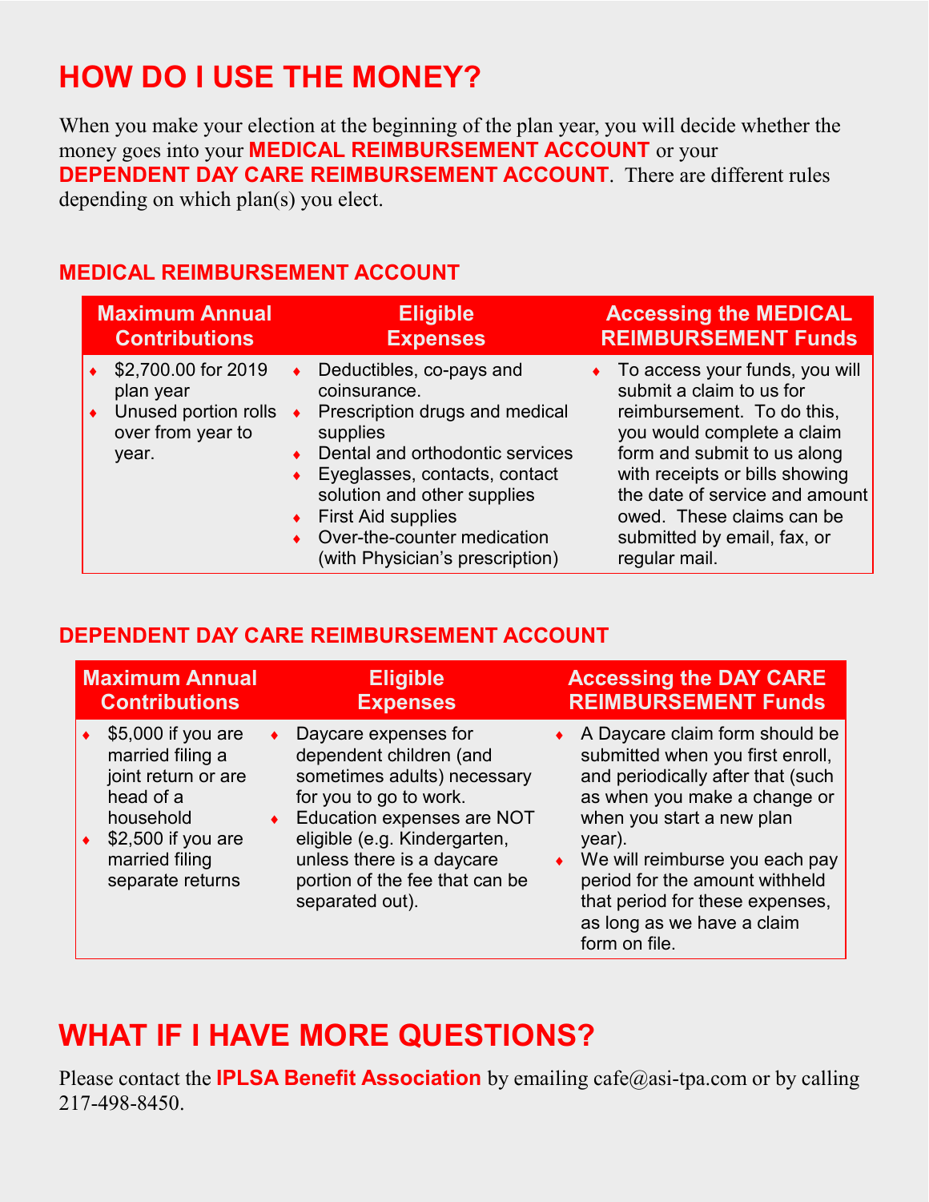# HOW DO I USE THE MONEY?

When you make your election at the beginning of the plan year, you will decide whether the money goes into your **MEDICAL REIMBURSEMENT ACCOUNT** or your **DEPENDENT DAY CARE REIMBURSEMENT ACCOUNT**. There are different rules depending on which plan(s) you elect.

## MEDICAL REIMBURSEMENT ACCOUNT

| Maximum Annual Contributions | Eligible Expenses | Accessing the MEDICAL REIMBURSEMENT Funds |
|---|---|---|
| • $2,700.00 for 2019 plan year<br>• Unused portion rolls over from year to year. | • Deductibles, co-pays and coinsurance.<br>• Prescription drugs and medical supplies<br>• Dental and orthodontic services<br>• Eyeglasses, contacts, contact solution and other supplies<br>• First Aid supplies<br>• Over-the-counter medication (with Physician's prescription) | • To access your funds, you will submit a claim to us for reimbursement. To do this, you would complete a claim form and submit to us along with receipts or bills showing the date of service and amount owed. These claims can be submitted by email, fax, or regular mail. |

## DEPENDENT DAY CARE REIMBURSEMENT ACCOUNT

| Maximum Annual Contributions | Eligible Expenses | Accessing the DAY CARE REIMBURSEMENT Funds |
|---|---|---|
| • $5,000 if you are married filing a joint return or are head of a household<br>• $2,500 if you are married filing separate returns | • Daycare expenses for dependent children (and sometimes adults) necessary for you to go to work.<br>• Education expenses are NOT eligible (e.g. Kindergarten, unless there is a daycare portion of the fee that can be separated out). | • A Daycare claim form should be submitted when you first enroll, and periodically after that (such as when you make a change or when you start a new plan year).<br>• We will reimburse you each pay period for the amount withheld that period for these expenses, as long as we have a claim form on file. |

# WHAT IF I HAVE MORE QUESTIONS?

Please contact the **IPLSA Benefit Association** by emailing cafe@asi-tpa.com or by calling 217-498-8450.